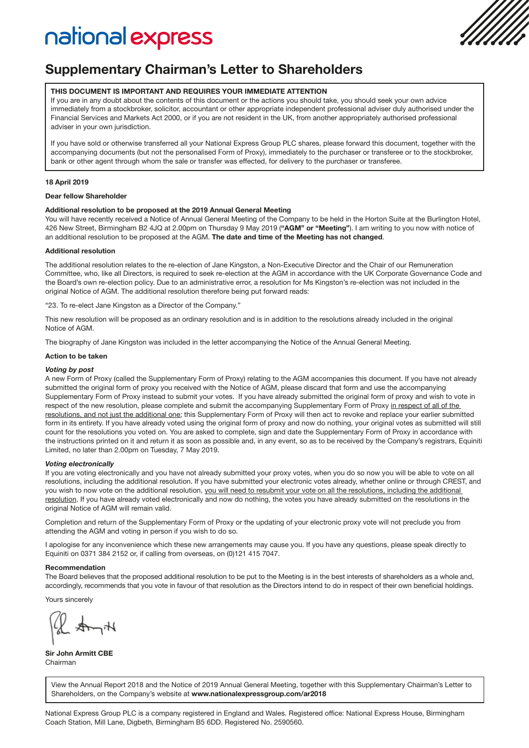national express

# Supplementary Chairman's Letter to Shareholders

**THIS DOCUMENT IS IMPORTANT AND REQUIRES YOUR IMMEDIATE ATTENTION**

If you are in any doubt about the contents of this document or the actions you should take, you should seek your own advice immediately from a stockbroker, solicitor, accountant or other appropriate independent professional adviser duly authorised under the Financial Services and Markets Act 2000, or if you are not resident in the UK, from another appropriately authorised professional adviser in your own jurisdiction.

If you have sold or otherwise transferred all your National Express Group PLC shares, please forward this document, together with the accompanying documents (but not the personalised Form of Proxy), immediately to the purchaser or transferee or to the stockbroker, bank or other agent through whom the sale or transfer was effected, for delivery to the purchaser or transferee.

**18 April 2019**

**Dear fellow Shareholder**

**Additional resolution to be proposed at the 2019 Annual General Meeting**

You will have recently received a Notice of Annual General Meeting of the Company to be held in the Horton Suite at the Burlington Hotel, 426 New Street, Birmingham B2 4JQ at 2.00pm on Thursday 9 May 2019 (**"AGM" or "Meeting"**). I am writing to you now with notice of an additional resolution to be proposed at the AGM. **The date and time of the Meeting has not changed**.

**Additional resolution**

The additional resolution relates to the re-election of Jane Kingston, a Non-Executive Director and the Chair of our Remuneration Committee, who, like all Directors, is required to seek re-election at the AGM in accordance with the UK Corporate Governance Code and the Board's own re-election policy. Due to an administrative error, a resolution for Ms Kingston's re-election was not included in the original Notice of AGM. The additional resolution therefore being put forward reads:

"23. To re-elect Jane Kingston as a Director of the Company."

This new resolution will be proposed as an ordinary resolution and is in addition to the resolutions already included in the original Notice of AGM.

The biography of Jane Kingston was included in the letter accompanying the Notice of the Annual General Meeting.

**Action to be taken**

***Voting by post***

A new Form of Proxy (called the Supplementary Form of Proxy) relating to the AGM accompanies this document. If you have not already submitted the original form of proxy you received with the Notice of AGM, please discard that form and use the accompanying Supplementary Form of Proxy instead to submit your votes. If you have already submitted the original form of proxy and wish to vote in respect of the new resolution, please complete and submit the accompanying Supplementary Form of Proxy <u>in respect of all of the resolutions, and not just the additional one</u>; this Supplementary Form of Proxy will then act to revoke and replace your earlier submitted form in its entirety. If you have already voted using the original form of proxy and now do nothing, your original votes as submitted will still count for the resolutions you voted on. You are asked to complete, sign and date the Supplementary Form of Proxy in accordance with the instructions printed on it and return it as soon as possible and, in any event, so as to be received by the Company's registrars, Equiniti Limited, no later than 2.00pm on Tuesday, 7 May 2019.

***Voting electronically***

If you are voting electronically and you have not already submitted your proxy votes, when you do so now you will be able to vote on all resolutions, including the additional resolution. If you have submitted your electronic votes already, whether online or through CREST, and you wish to now vote on the additional resolution, <u>you will need to resubmit your vote on all the resolutions, including the additional resolution</u>. If you have already voted electronically and now do nothing, the votes you have already submitted on the resolutions in the original Notice of AGM will remain valid.

Completion and return of the Supplementary Form of Proxy or the updating of your electronic proxy vote will not preclude you from attending the AGM and voting in person if you wish to do so.

I apologise for any inconvenience which these new arrangements may cause you. If you have any questions, please speak directly to Equiniti on 0371 384 2152 or, if calling from overseas, on (0)121 415 7047.

**Recommendation**

The Board believes that the proposed additional resolution to be put to the Meeting is in the best interests of shareholders as a whole and, accordingly, recommends that you vote in favour of that resolution as the Directors intend to do in respect of their own beneficial holdings.

Yours sincerely

**Sir John Armitt CBE**
Chairman

View the Annual Report 2018 and the Notice of 2019 Annual General Meeting, together with this Supplementary Chairman's Letter to Shareholders, on the Company's website at **www.nationalexpressgroup.com/ar2018**

National Express Group PLC is a company registered in England and Wales. Registered office: National Express House, Birmingham Coach Station, Mill Lane, Digbeth, Birmingham B5 6DD. Registered No. 2590560.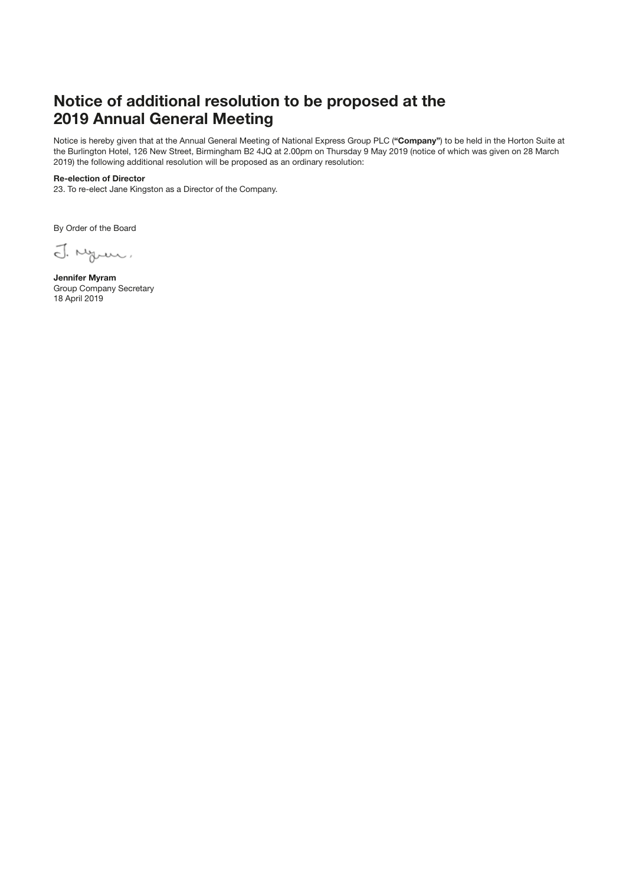# Notice of additional resolution to be proposed at the 2019 Annual General Meeting

Notice is hereby given that at the Annual General Meeting of National Express Group PLC (**"Company"**) to be held in the Horton Suite at the Burlington Hotel, 126 New Street, Birmingham B2 4JQ at 2.00pm on Thursday 9 May 2019 (notice of which was given on 28 March 2019) the following additional resolution will be proposed as an ordinary resolution:

**Re-election of Director**

23. To re-elect Jane Kingston as a Director of the Company.

By Order of the Board

**Jennifer Myram**
Group Company Secretary
18 April 2019